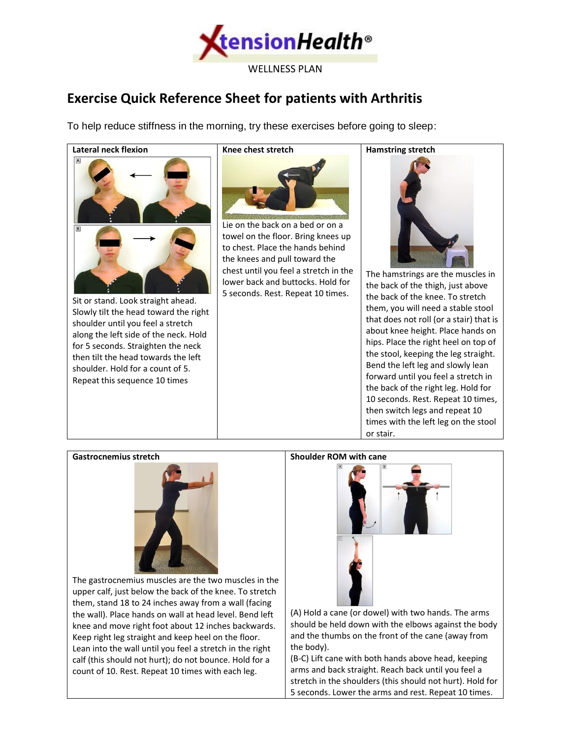XtensionHealth®

WELLNESS PLAN

# Exercise Quick Reference Sheet for patients with Arthritis

To help reduce stiffness in the morning, try these exercises before going to sleep:

## Lateral neck flexion

Sit or stand. Look straight ahead. Slowly tilt the head toward the right shoulder until you feel a stretch along the left side of the neck. Hold for 5 seconds. Straighten the neck then tilt the head towards the left shoulder. Hold for a count of 5. Repeat this sequence 10 times

## Knee chest stretch

Lie on the back on a bed or on a towel on the floor. Bring knees up to chest. Place the hands behind the knees and pull toward the chest until you feel a stretch in the lower back and buttocks. Hold for 5 seconds. Rest. Repeat 10 times.

## Hamstring stretch

The hamstrings are the muscles in the back of the thigh, just above the back of the knee. To stretch them, you will need a stable stool that does not roll (or a stair) that is about knee height. Place hands on hips. Place the right heel on top of the stool, keeping the leg straight. Bend the left leg and slowly lean forward until you feel a stretch in the back of the right leg. Hold for 10 seconds. Rest. Repeat 10 times, then switch legs and repeat 10 times with the left leg on the stool or stair.

## Gastrocnemius stretch

The gastrocnemius muscles are the two muscles in the upper calf, just below the back of the knee. To stretch them, stand 18 to 24 inches away from a wall (facing the wall). Place hands on wall at head level. Bend left knee and move right foot about 12 inches backwards. Keep right leg straight and keep heel on the floor. Lean into the wall until you feel a stretch in the right calf (this should not hurt); do not bounce. Hold for a count of 10. Rest. Repeat 10 times with each leg.

## Shoulder ROM with cane

(A) Hold a cane (or dowel) with two hands. The arms should be held down with the elbows against the body and the thumbs on the front of the cane (away from the body).

(B-C) Lift cane with both hands above head, keeping arms and back straight. Reach back until you feel a stretch in the shoulders (this should not hurt). Hold for 5 seconds. Lower the arms and rest. Repeat 10 times.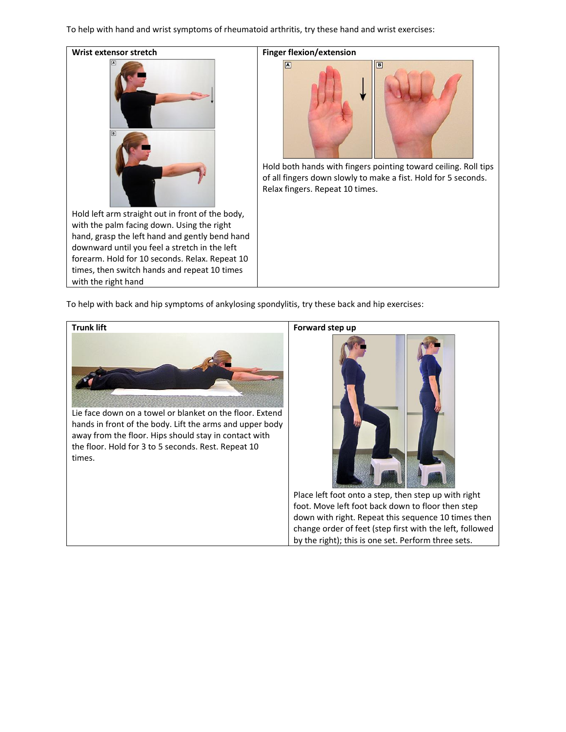To help with hand and wrist symptoms of rheumatoid arthritis, try these hand and wrist exercises:

| Wrist extensor stretch | Finger flexion/extension |
|---|---|
| A B | A B |
| Hold left arm straight out in front of the body, with the palm facing down. Using the right hand, grasp the left hand and gently bend hand downward until you feel a stretch in the left forearm. Hold for 10 seconds. Relax. Repeat 10 times, then switch hands and repeat 10 times with the right hand | Hold both hands with fingers pointing toward ceiling. Roll tips of all fingers down slowly to make a fist. Hold for 5 seconds. Relax fingers. Repeat 10 times. |

To help with back and hip symptoms of ankylosing spondylitis, try these back and hip exercises:

| Trunk lift | Forward step up |
|---|---|
| Lie face down on a towel or blanket on the floor. Extend hands in front of the body. Lift the arms and upper body away from the floor. Hips should stay in contact with the floor. Hold for 3 to 5 seconds. Rest. Repeat 10 times. | Place left foot onto a step, then step up with right foot. Move left foot back down to floor then step down with right. Repeat this sequence 10 times then change order of feet (step first with the left, followed by the right); this is one set. Perform three sets. |